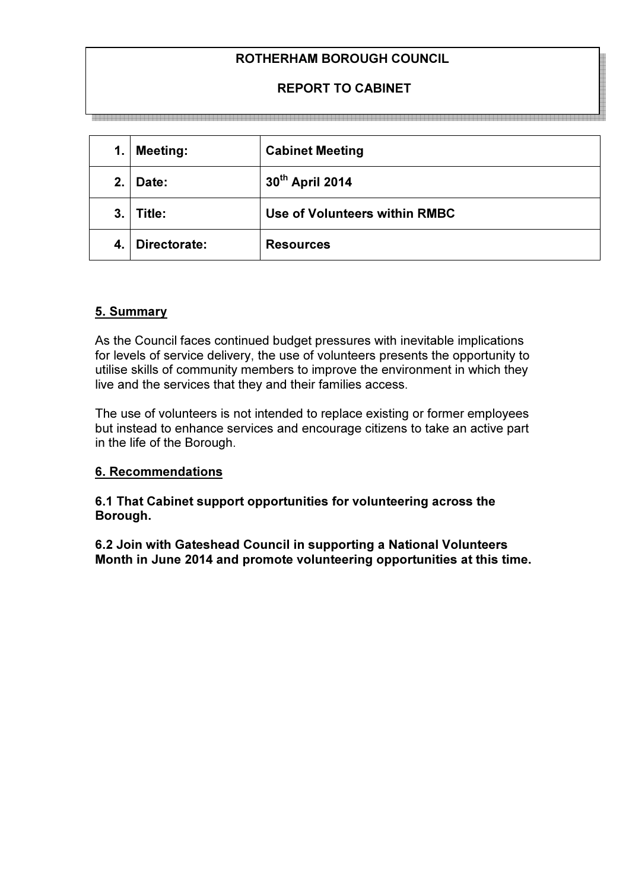**ROTHERHAM BOROUGH COUNCIL**

**REPORT TO CABINET**

| 1. | Meeting: | Cabinet Meeting |
|---|---|---|
| 2. | Date: | 30th April 2014 |
| 3. | Title: | Use of Volunteers within RMBC |
| 4. | Directorate: | Resources |

## 5. Summary

As the Council faces continued budget pressures with inevitable implications for levels of service delivery, the use of volunteers presents the opportunity to utilise skills of community members to improve the environment in which they live and the services that they and their families access.

The use of volunteers is not intended to replace existing or former employees but instead to enhance services and encourage citizens to take an active part in the life of the Borough.

## 6. Recommendations

**6.1 That Cabinet support opportunities for volunteering across the Borough.**

**6.2 Join with Gateshead Council in supporting a National Volunteers Month in June 2014 and promote volunteering opportunities at this time.**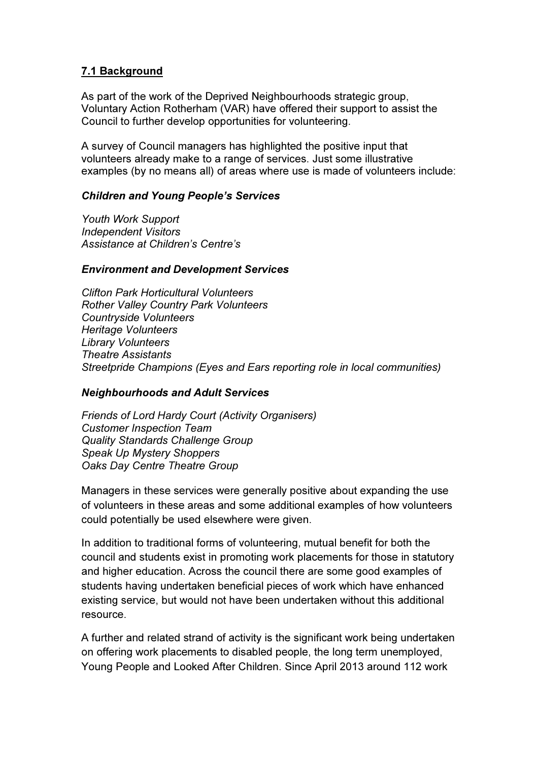## 7.1 Background

As part of the work of the Deprived Neighbourhoods strategic group, Voluntary Action Rotherham (VAR) have offered their support to assist the Council to further develop opportunities for volunteering.

A survey of Council managers has highlighted the positive input that volunteers already make to a range of services. Just some illustrative examples (by no means all) of areas where use is made of volunteers include:

***Children and Young People's Services***

*Youth Work Support*
*Independent Visitors*
*Assistance at Children's Centre's*

***Environment and Development Services***

*Clifton Park Horticultural Volunteers*
*Rother Valley Country Park Volunteers*
*Countryside Volunteers*
*Heritage Volunteers*
*Library Volunteers*
*Theatre Assistants*
*Streetpride Champions (Eyes and Ears reporting role in local communities)*

***Neighbourhoods and Adult Services***

*Friends of Lord Hardy Court (Activity Organisers)*
*Customer Inspection Team*
*Quality Standards Challenge Group*
*Speak Up Mystery Shoppers*
*Oaks Day Centre Theatre Group*

Managers in these services were generally positive about expanding the use of volunteers in these areas and some additional examples of how volunteers could potentially be used elsewhere were given.

In addition to traditional forms of volunteering, mutual benefit for both the council and students exist in promoting work placements for those in statutory and higher education. Across the council there are some good examples of students having undertaken beneficial pieces of work which have enhanced existing service, but would not have been undertaken without this additional resource.

A further and related strand of activity is the significant work being undertaken on offering work placements to disabled people, the long term unemployed, Young People and Looked After Children. Since April 2013 around 112 work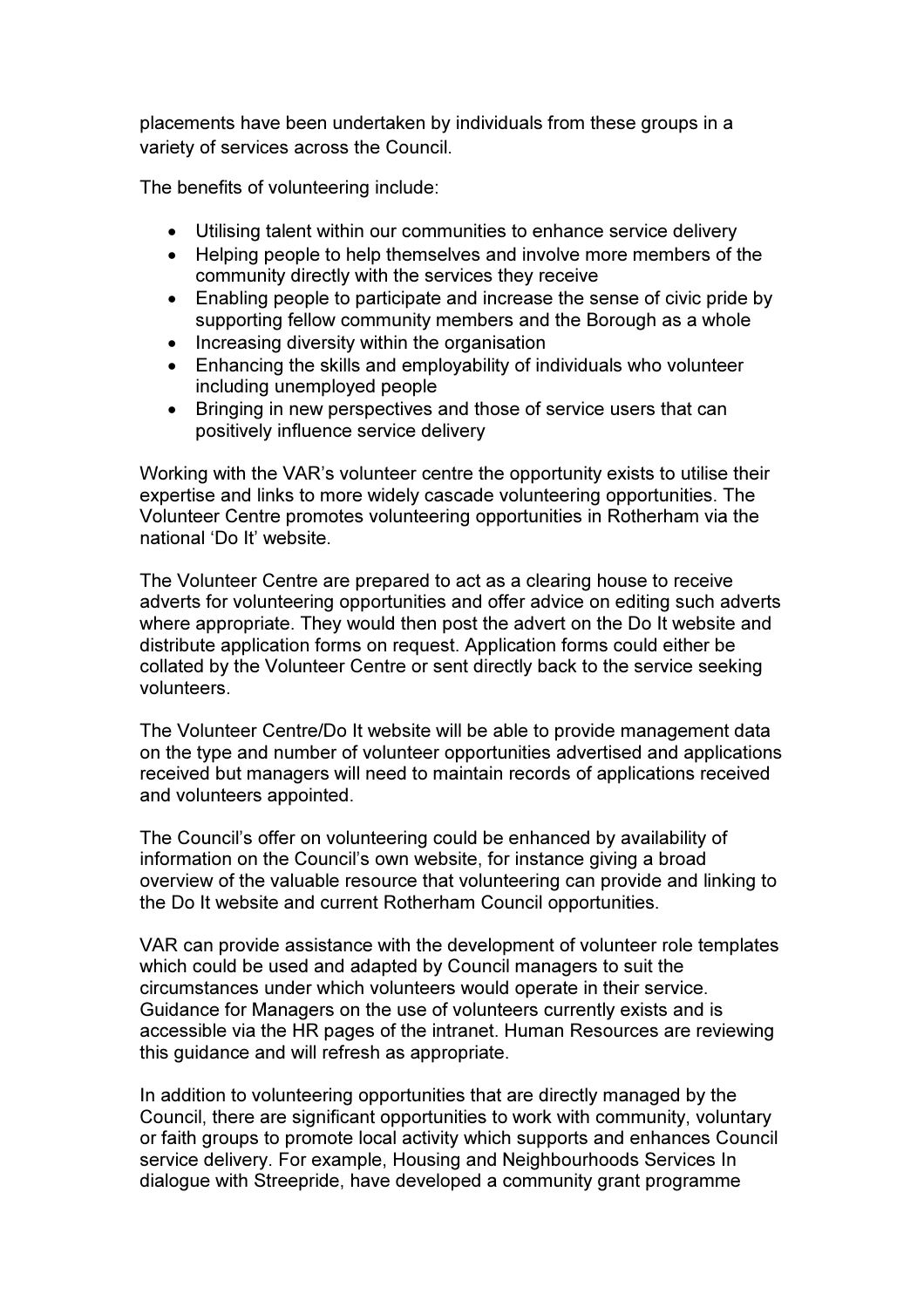placements have been undertaken by individuals from these groups in a variety of services across the Council.

The benefits of volunteering include:

- Utilising talent within our communities to enhance service delivery
- Helping people to help themselves and involve more members of the community directly with the services they receive
- Enabling people to participate and increase the sense of civic pride by supporting fellow community members and the Borough as a whole
- Increasing diversity within the organisation
- Enhancing the skills and employability of individuals who volunteer including unemployed people
- Bringing in new perspectives and those of service users that can positively influence service delivery

Working with the VAR's volunteer centre the opportunity exists to utilise their expertise and links to more widely cascade volunteering opportunities. The Volunteer Centre promotes volunteering opportunities in Rotherham via the national 'Do It' website.

The Volunteer Centre are prepared to act as a clearing house to receive adverts for volunteering opportunities and offer advice on editing such adverts where appropriate. They would then post the advert on the Do It website and distribute application forms on request. Application forms could either be collated by the Volunteer Centre or sent directly back to the service seeking volunteers.

The Volunteer Centre/Do It website will be able to provide management data on the type and number of volunteer opportunities advertised and applications received but managers will need to maintain records of applications received and volunteers appointed.

The Council's offer on volunteering could be enhanced by availability of information on the Council's own website, for instance giving a broad overview of the valuable resource that volunteering can provide and linking to the Do It website and current Rotherham Council opportunities.

VAR can provide assistance with the development of volunteer role templates which could be used and adapted by Council managers to suit the circumstances under which volunteers would operate in their service. Guidance for Managers on the use of volunteers currently exists and is accessible via the HR pages of the intranet. Human Resources are reviewing this guidance and will refresh as appropriate.

In addition to volunteering opportunities that are directly managed by the Council, there are significant opportunities to work with community, voluntary or faith groups to promote local activity which supports and enhances Council service delivery. For example, Housing and Neighbourhoods Services In dialogue with Streepride, have developed a community grant programme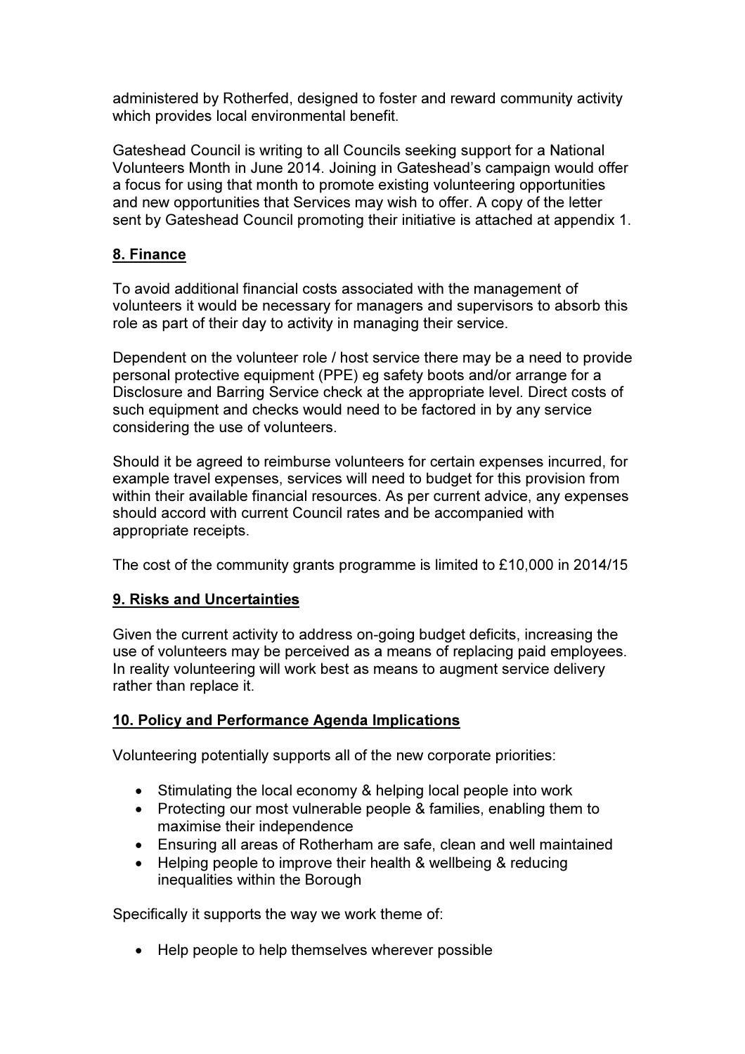administered by Rotherfed, designed to foster and reward community activity which provides local environmental benefit.

Gateshead Council is writing to all Councils seeking support for a National Volunteers Month in June 2014. Joining in Gateshead's campaign would offer a focus for using that month to promote existing volunteering opportunities and new opportunities that Services may wish to offer. A copy of the letter sent by Gateshead Council promoting their initiative is attached at appendix 1.

## 8. Finance

To avoid additional financial costs associated with the management of volunteers it would be necessary for managers and supervisors to absorb this role as part of their day to activity in managing their service.

Dependent on the volunteer role / host service there may be a need to provide personal protective equipment (PPE) eg safety boots and/or arrange for a Disclosure and Barring Service check at the appropriate level. Direct costs of such equipment and checks would need to be factored in by any service considering the use of volunteers.

Should it be agreed to reimburse volunteers for certain expenses incurred, for example travel expenses, services will need to budget for this provision from within their available financial resources. As per current advice, any expenses should accord with current Council rates and be accompanied with appropriate receipts.

The cost of the community grants programme is limited to £10,000 in 2014/15

## 9. Risks and Uncertainties

Given the current activity to address on-going budget deficits, increasing the use of volunteers may be perceived as a means of replacing paid employees. In reality volunteering will work best as means to augment service delivery rather than replace it.

## 10. Policy and Performance Agenda Implications

Volunteering potentially supports all of the new corporate priorities:

- Stimulating the local economy & helping local people into work
- Protecting our most vulnerable people & families, enabling them to maximise their independence
- Ensuring all areas of Rotherham are safe, clean and well maintained
- Helping people to improve their health & wellbeing & reducing inequalities within the Borough

Specifically it supports the way we work theme of:

- Help people to help themselves wherever possible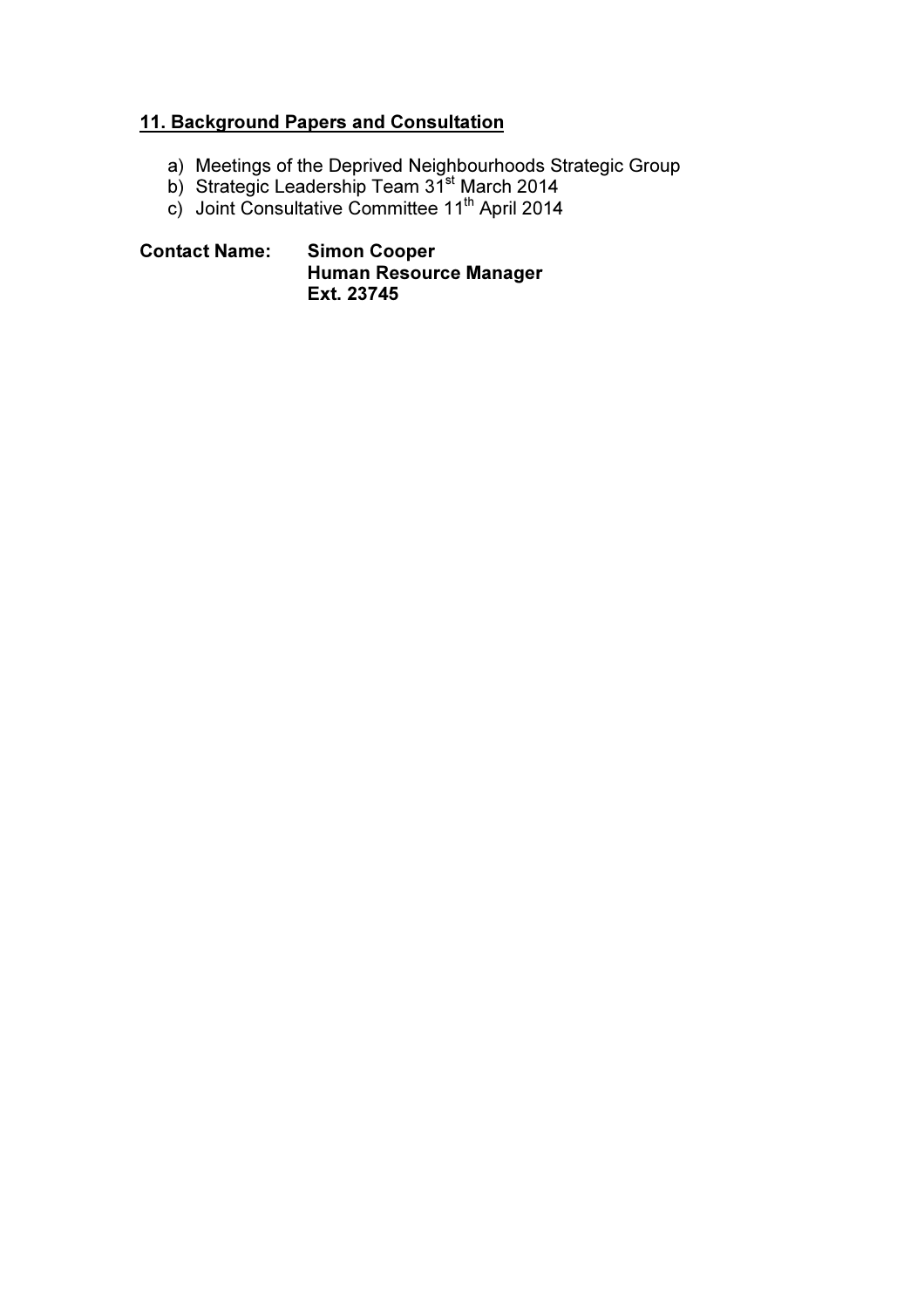## 11. Background Papers and Consultation

a) Meetings of the Deprived Neighbourhoods Strategic Group
b) Strategic Leadership Team 31st March 2014
c) Joint Consultative Committee 11th April 2014

**Contact Name:** **Simon Cooper**
**Human Resource Manager**
**Ext. 23745**